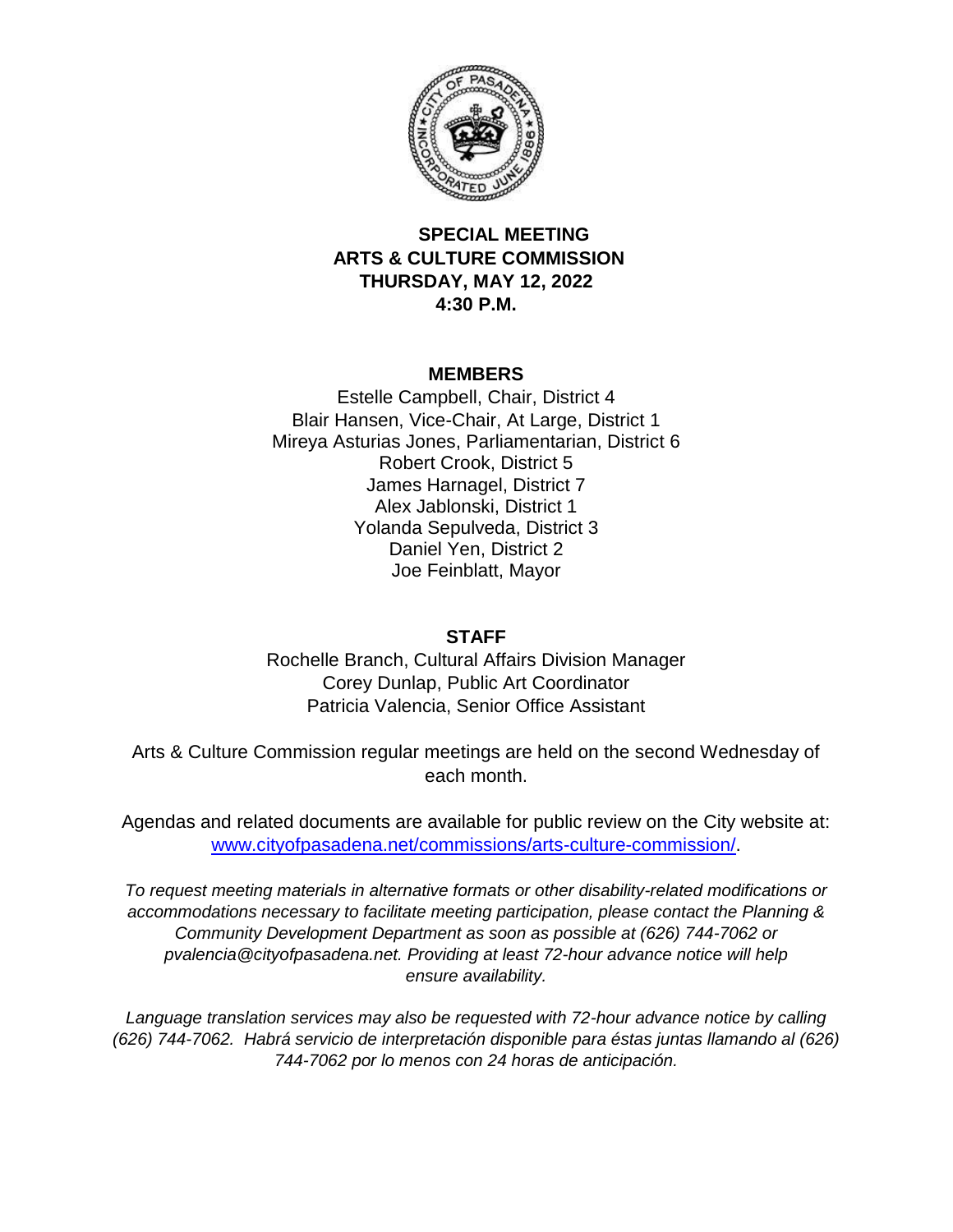# SPECIAL MEETING
# ARTS & CULTURE COMMISSION
# THURSDAY, MAY 12, 2022
# 4:30 P.M.

## MEMBERS

Estelle Campbell, Chair, District 4
Blair Hansen, Vice-Chair, At Large, District 1
Mireya Asturias Jones, Parliamentarian, District 6
Robert Crook, District 5
James Harnagel, District 7
Alex Jablonski, District 1
Yolanda Sepulveda, District 3
Daniel Yen, District 2
Joe Feinblatt, Mayor

## STAFF

Rochelle Branch, Cultural Affairs Division Manager
Corey Dunlap, Public Art Coordinator
Patricia Valencia, Senior Office Assistant

Arts & Culture Commission regular meetings are held on the second Wednesday of each month.

Agendas and related documents are available for public review on the City website at: www.cityofpasadena.net/commissions/arts-culture-commission/.

*To request meeting materials in alternative formats or other disability-related modifications or accommodations necessary to facilitate meeting participation, please contact the Planning & Community Development Department as soon as possible at (626) 744-7062 or pvalencia@cityofpasadena.net. Providing at least 72-hour advance notice will help ensure availability.*

*Language translation services may also be requested with 72-hour advance notice by calling (626) 744-7062. Habrá servicio de interpretación disponible para éstas juntas llamando al (626) 744-7062 por lo menos con 24 horas de anticipación.*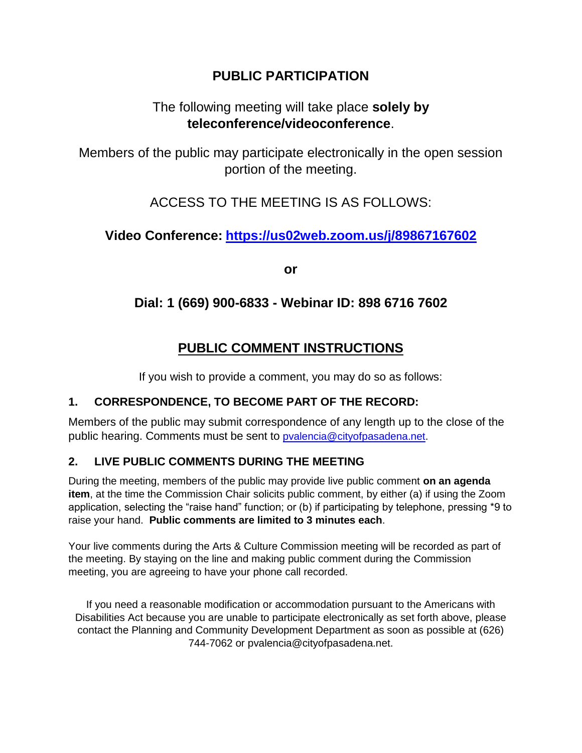# PUBLIC PARTICIPATION

The following meeting will take place **solely by teleconference/videoconference**.

Members of the public may participate electronically in the open session portion of the meeting.

ACCESS TO THE MEETING IS AS FOLLOWS:

**Video Conference: https://us02web.zoom.us/j/89867167602**

**or**

**Dial: 1 (669) 900-6833 - Webinar ID: 898 6716 7602**

## PUBLIC COMMENT INSTRUCTIONS

If you wish to provide a comment, you may do so as follows:

### 1. CORRESPONDENCE, TO BECOME PART OF THE RECORD:

Members of the public may submit correspondence of any length up to the close of the public hearing. Comments must be sent to pvalencia@cityofpasadena.net.

### 2. LIVE PUBLIC COMMENTS DURING THE MEETING

During the meeting, members of the public may provide live public comment **on an agenda item**, at the time the Commission Chair solicits public comment, by either (a) if using the Zoom application, selecting the "raise hand" function; or (b) if participating by telephone, pressing *9 to raise your hand. **Public comments are limited to 3 minutes each**.

Your live comments during the Arts & Culture Commission meeting will be recorded as part of the meeting. By staying on the line and making public comment during the Commission meeting, you are agreeing to have your phone call recorded.

If you need a reasonable modification or accommodation pursuant to the Americans with Disabilities Act because you are unable to participate electronically as set forth above, please contact the Planning and Community Development Department as soon as possible at (626) 744-7062 or pvalencia@cityofpasadena.net.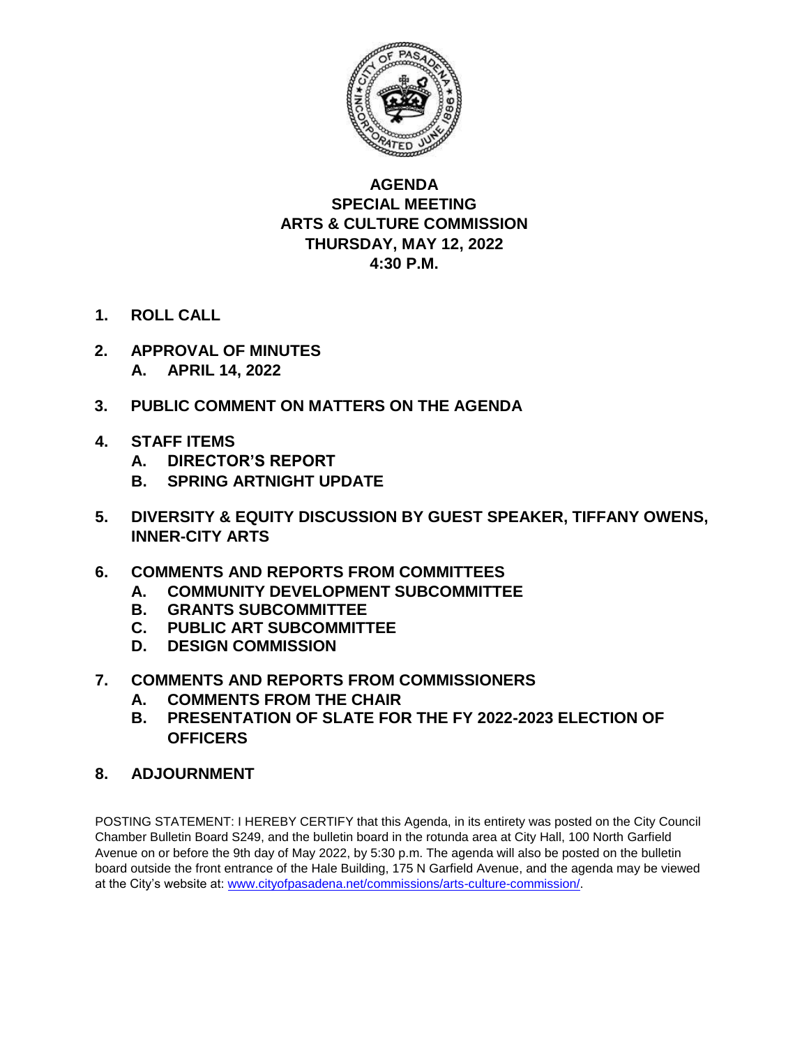# AGENDA
# SPECIAL MEETING
# ARTS & CULTURE COMMISSION
# THURSDAY, MAY 12, 2022
# 4:30 P.M.

1. **ROLL CALL**

2. **APPROVAL OF MINUTES**
   A. **APRIL 14, 2022**

3. **PUBLIC COMMENT ON MATTERS ON THE AGENDA**

4. **STAFF ITEMS**
   A. **DIRECTOR'S REPORT**
   B. **SPRING ARTNIGHT UPDATE**

5. **DIVERSITY & EQUITY DISCUSSION BY GUEST SPEAKER, TIFFANY OWENS, INNER-CITY ARTS**

6. **COMMENTS AND REPORTS FROM COMMITTEES**
   A. **COMMUNITY DEVELOPMENT SUBCOMMITTEE**
   B. **GRANTS SUBCOMMITTEE**
   C. **PUBLIC ART SUBCOMMITTEE**
   D. **DESIGN COMMISSION**

7. **COMMENTS AND REPORTS FROM COMMISSIONERS**
   A. **COMMENTS FROM THE CHAIR**
   B. **PRESENTATION OF SLATE FOR THE FY 2022-2023 ELECTION OF OFFICERS**

8. **ADJOURNMENT**

POSTING STATEMENT: I HEREBY CERTIFY that this Agenda, in its entirety was posted on the City Council Chamber Bulletin Board S249, and the bulletin board in the rotunda area at City Hall, 100 North Garfield Avenue on or before the 9th day of May 2022, by 5:30 p.m. The agenda will also be posted on the bulletin board outside the front entrance of the Hale Building, 175 N Garfield Avenue, and the agenda may be viewed at the City's website at: www.cityofpasadena.net/commissions/arts-culture-commission/.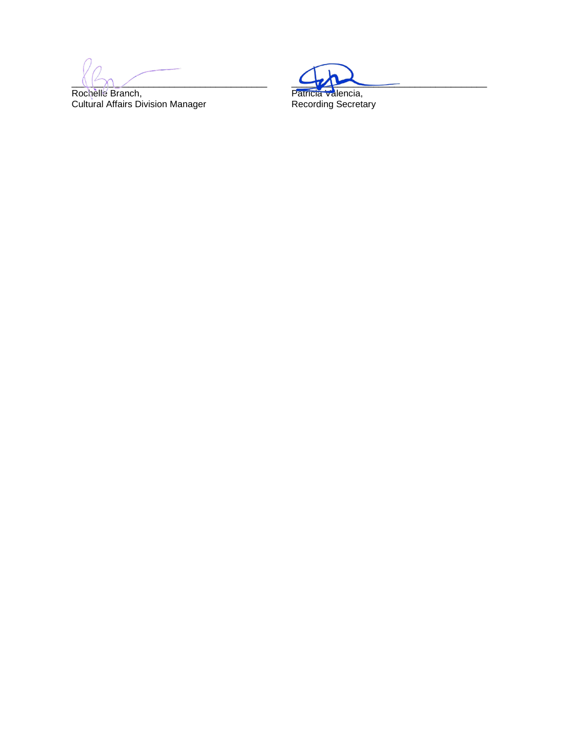_______________________________________
Rochelle Branch,
Cultural Affairs Division Manager

_______________________________________
Patricia Valencia,
Recording Secretary